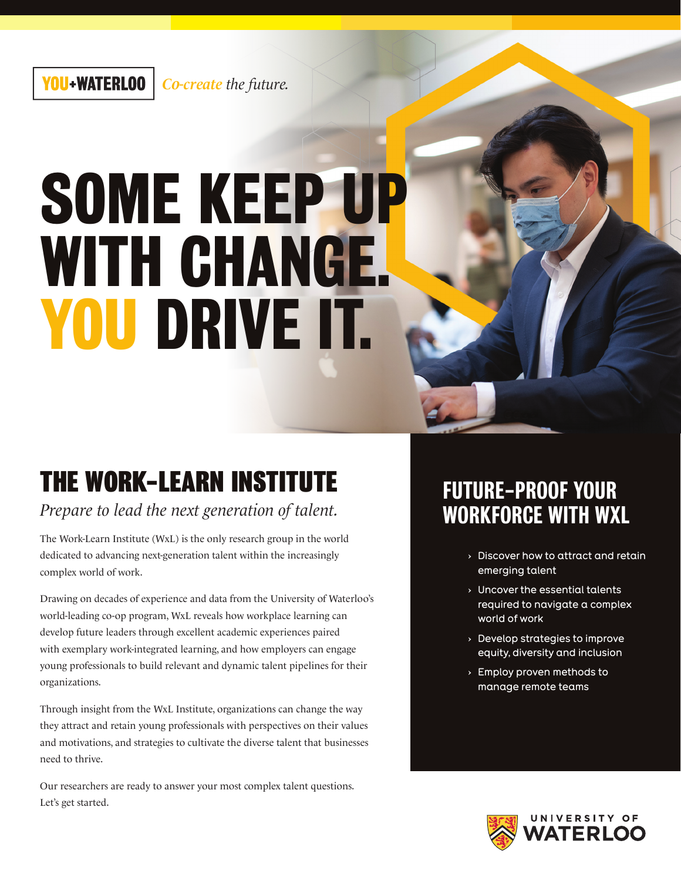YOU+WATERLOO *Co-create the future.*

# SOME KEEP UP WITH CHANGE. YOU DRIVE IT.

## THE WORK-LEARN INSTITUTE

*Prepare to lead the next generation of talent.*

The Work-Learn Institute (WxL) is the only research group in the world dedicated to advancing next-generation talent within the increasingly complex world of work.

Drawing on decades of experience and data from the University of Waterloo's world-leading co-op program, WxL reveals how workplace learning can develop future leaders through excellent academic experiences paired with exemplary work-integrated learning, and how employers can engage young professionals to build relevant and dynamic talent pipelines for their organizations.

Through insight from the WxL Institute, organizations can change the way they attract and retain young professionals with perspectives on their values and motivations, and strategies to cultivate the diverse talent that businesses need to thrive.

Our researchers are ready to answer your most complex talent questions. Let's get started.

## FUTURE-PROOF YOUR WORKFORCE WITH WXL

- Discover how to attract and retain emerging talent
- Uncover the essential talents required to navigate a complex world of work
- Develop strategies to improve equity, diversity and inclusion
- Employ proven methods to manage remote teams

UNIVERSITY OF WATERLOO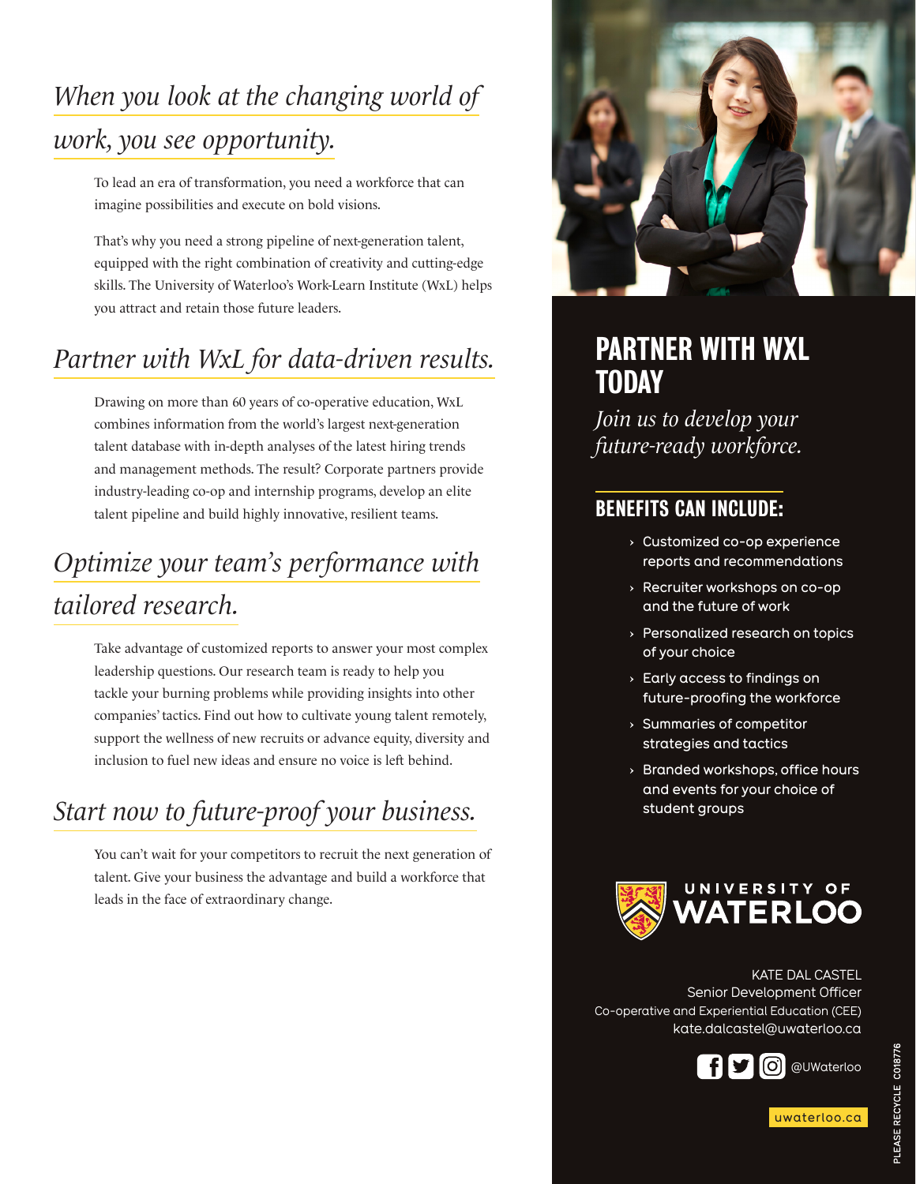## *When you look at the changing world of work, you see opportunity.*

To lead an era of transformation, you need a workforce that can imagine possibilities and execute on bold visions.

That's why you need a strong pipeline of next-generation talent, equipped with the right combination of creativity and cutting-edge skills. The University of Waterloo's Work-Learn Institute (WxL) helps you attract and retain those future leaders.

## *Partner with WxL for data-driven results.*

Drawing on more than 60 years of co-operative education, WxL combines information from the world's largest next-generation talent database with in-depth analyses of the latest hiring trends and management methods. The result? Corporate partners provide industry-leading co-op and internship programs, develop an elite talent pipeline and build highly innovative, resilient teams.

## *Optimize your team's performance with tailored research.*

Take advantage of customized reports to answer your most complex leadership questions. Our research team is ready to help you tackle your burning problems while providing insights into other companies' tactics. Find out how to cultivate young talent remotely, support the wellness of new recruits or advance equity, diversity and inclusion to fuel new ideas and ensure no voice is left behind.

## *Start now to future-proof your business.*

You can't wait for your competitors to recruit the next generation of talent. Give your business the advantage and build a workforce that leads in the face of extraordinary change.

# PARTNER WITH WXL TODAY

*Join us to develop your future-ready workforce.*

## BENEFITS CAN INCLUDE:

- Customized co-op experience reports and recommendations
- Recruiter workshops on co-op and the future of work
- Personalized research on topics of your choice
- Early access to findings on future-proofing the workforce
- Summaries of competitor strategies and tactics
- Branded workshops, office hours and events for your choice of student groups

UNIVERSITY OF WATERLOO

KATE DAL CASTEL
Senior Development Officer
Co-operative and Experiential Education (CEE)
kate.dalcastel@uwaterloo.ca

@UWaterloo

uwaterloo.ca

PLEASE RECYCLE C018776